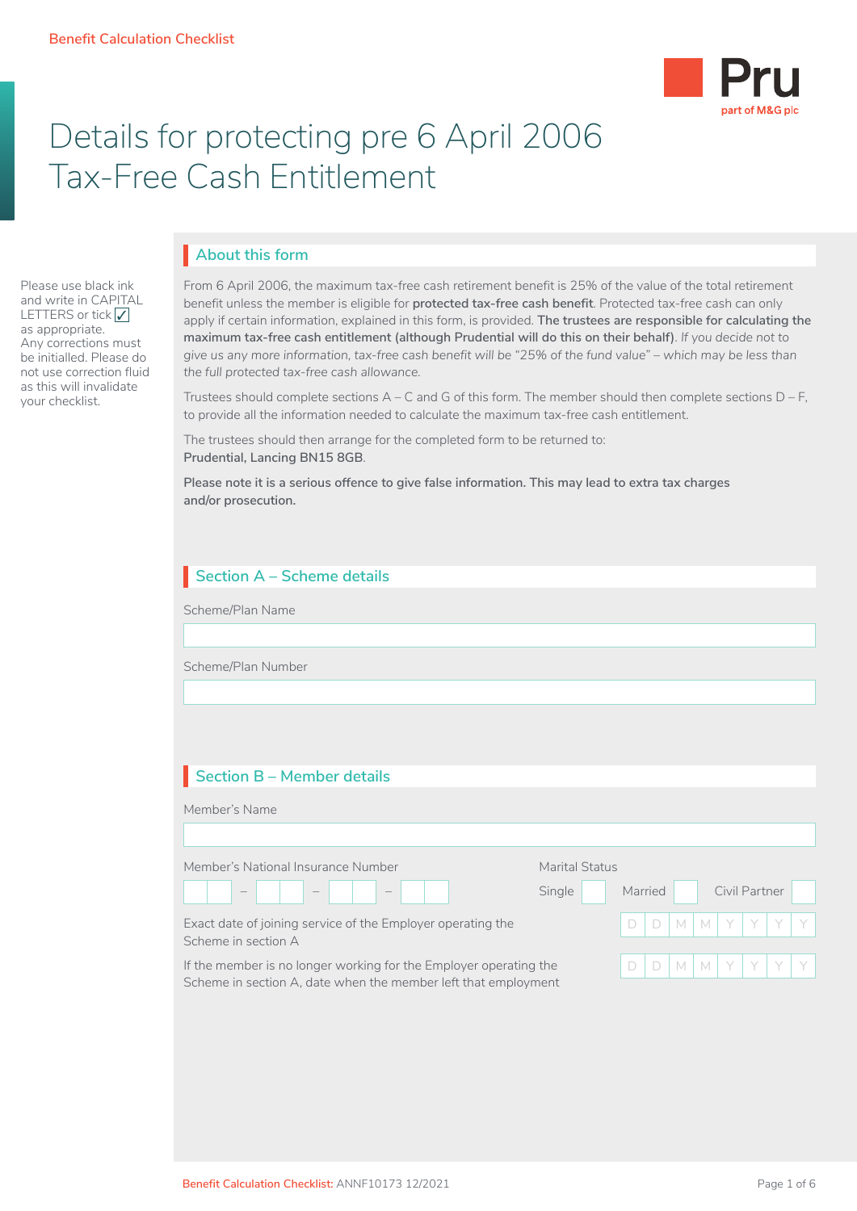Benefit Calculation Checklist

# Details for protecting pre 6 April 2006 Tax-Free Cash Entitlement

Please use black ink and write in CAPITAL LETTERS or tick ✓ as appropriate. Any corrections must be initialled. Please do not use correction fluid as this will invalidate your checklist.

## About this form

From 6 April 2006, the maximum tax-free cash retirement benefit is 25% of the value of the total retirement benefit unless the member is eligible for **protected tax-free cash benefit**. Protected tax-free cash can only apply if certain information, explained in this form, is provided. **The trustees are responsible for calculating the maximum tax-free cash entitlement (although Prudential will do this on their behalf)**. *If you decide not to give us any more information, tax-free cash benefit will be "25% of the fund value" – which may be less than the full protected tax-free cash allowance.*

Trustees should complete sections A – C and G of this form. The member should then complete sections D – F, to provide all the information needed to calculate the maximum tax-free cash entitlement.

The trustees should then arrange for the completed form to be returned to:
**Prudential, Lancing BN15 8GB**.

**Please note it is a serious offence to give false information. This may lead to extra tax charges and/or prosecution.**

## Section A – Scheme details

Scheme/Plan Name

Scheme/Plan Number

## Section B – Member details

Member's Name

Member's National Insurance Number

Marital Status

Single ☐ Married ☐ Civil Partner ☐

Exact date of joining service of the Employer operating the Scheme in section A

D D M M Y Y Y Y

If the member is no longer working for the Employer operating the Scheme in section A, date when the member left that employment

D D M M Y Y Y Y

Benefit Calculation Checklist: ANNF10173 12/2021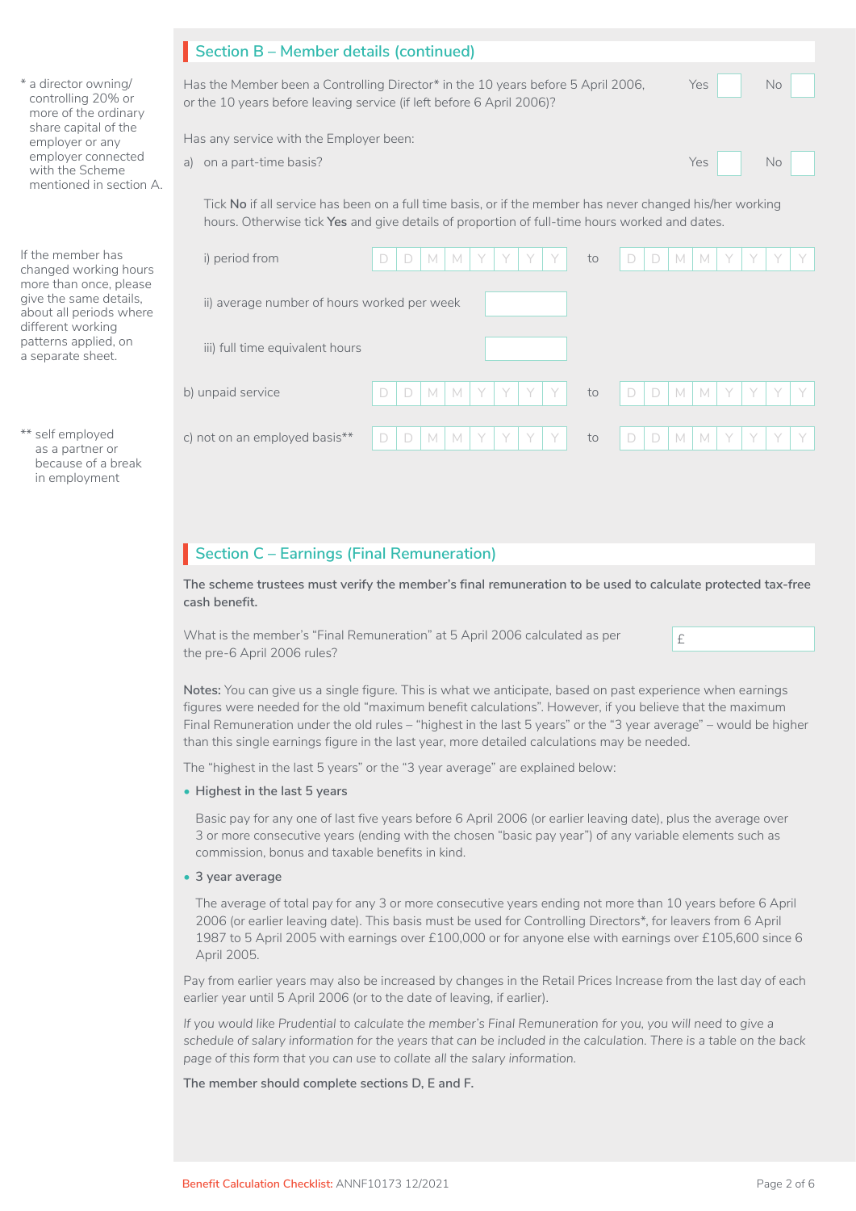## Section B – Member details (continued)

\* a director owning/controlling 20% or more of the ordinary share capital of the employer or any employer connected with the Scheme mentioned in section A.

Has the Member been a Controlling Director* in the 10 years before 5 April 2006, or the 10 years before leaving service (if left before 6 April 2006)? Yes ☐ No ☐

Has any service with the Employer been:

a) on a part-time basis? Yes ☐ No ☐

Tick **No** if all service has been on a full time basis, or if the member has never changed his/her working hours. Otherwise tick **Yes** and give details of proportion of full-time hours worked and dates.

If the member has changed working hours more than once, please give the same details, about all periods where different working patterns applied, on a separate sheet.

i) period from D D M M Y Y Y Y to D D M M Y Y Y Y

ii) average number of hours worked per week ______

iii) full time equivalent hours ______

b) unpaid service D D M M Y Y Y Y to D D M M Y Y Y Y

c) not on an employed basis** D D M M Y Y Y Y to D D M M Y Y Y Y

\*\* self employed as a partner or because of a break in employment

## Section C – Earnings (Final Remuneration)

**The scheme trustees must verify the member's final remuneration to be used to calculate protected tax-free cash benefit.**

What is the member's "Final Remuneration" at 5 April 2006 calculated as per the pre-6 April 2006 rules? £ ______

**Notes:** You can give us a single figure. This is what we anticipate, based on past experience when earnings figures were needed for the old "maximum benefit calculations". However, if you believe that the maximum Final Remuneration under the old rules – "highest in the last 5 years" or the "3 year average" – would be higher than this single earnings figure in the last year, more detailed calculations may be needed.

The "highest in the last 5 years" or the "3 year average" are explained below:

- **Highest in the last 5 years**

  Basic pay for any one of last five years before 6 April 2006 (or earlier leaving date), plus the average over 3 or more consecutive years (ending with the chosen "basic pay year") of any variable elements such as commission, bonus and taxable benefits in kind.

- **3 year average**

  The average of total pay for any 3 or more consecutive years ending not more than 10 years before 6 April 2006 (or earlier leaving date). This basis must be used for Controlling Directors*, for leavers from 6 April 1987 to 5 April 2005 with earnings over £100,000 or for anyone else with earnings over £105,600 since 6 April 2005.

Pay from earlier years may also be increased by changes in the Retail Prices Increase from the last day of each earlier year until 5 April 2006 (or to the date of leaving, if earlier).

*If you would like Prudential to calculate the member's Final Remuneration for you, you will need to give a schedule of salary information for the years that can be included in the calculation. There is a table on the back page of this form that you can use to collate all the salary information.*

**The member should complete sections D, E and F.**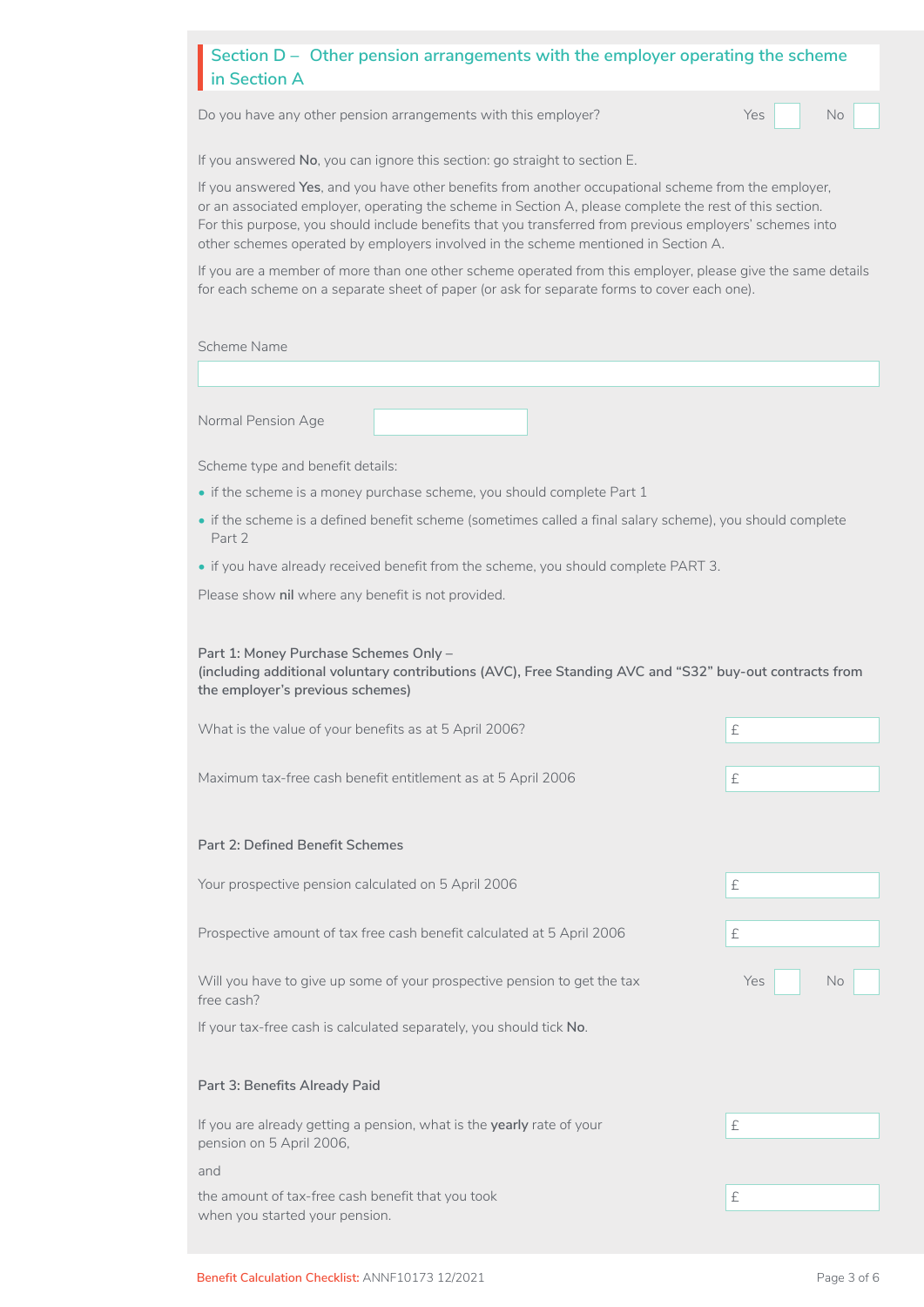## Section D – Other pension arrangements with the employer operating the scheme in Section A

Do you have any other pension arrangements with this employer? Yes ☐ No ☐

If you answered **No**, you can ignore this section: go straight to section E.

If you answered **Yes**, and you have other benefits from another occupational scheme from the employer, or an associated employer, operating the scheme in Section A, please complete the rest of this section. For this purpose, you should include benefits that you transferred from previous employers' schemes into other schemes operated by employers involved in the scheme mentioned in Section A.

If you are a member of more than one other scheme operated from this employer, please give the same details for each scheme on a separate sheet of paper (or ask for separate forms to cover each one).

Scheme Name

Normal Pension Age

Scheme type and benefit details:

- if the scheme is a money purchase scheme, you should complete Part 1
- if the scheme is a defined benefit scheme (sometimes called a final salary scheme), you should complete Part 2
- if you have already received benefit from the scheme, you should complete PART 3.

Please show **nil** where any benefit is not provided.

### Part 1: Money Purchase Schemes Only – (including additional voluntary contributions (AVC), Free Standing AVC and "S32" buy-out contracts from the employer's previous schemes)

What is the value of your benefits as at 5 April 2006? £

Maximum tax-free cash benefit entitlement as at 5 April 2006 £

### Part 2: Defined Benefit Schemes

Your prospective pension calculated on 5 April 2006 £

Prospective amount of tax free cash benefit calculated at 5 April 2006 £

Will you have to give up some of your prospective pension to get the tax free cash? Yes ☐ No ☐

If your tax-free cash is calculated separately, you should tick **No**.

### Part 3: Benefits Already Paid

If you are already getting a pension, what is the **yearly** rate of your pension on 5 April 2006, £

and

the amount of tax-free cash benefit that you took when you started your pension. £

Benefit Calculation Checklist: ANNF10173 12/2021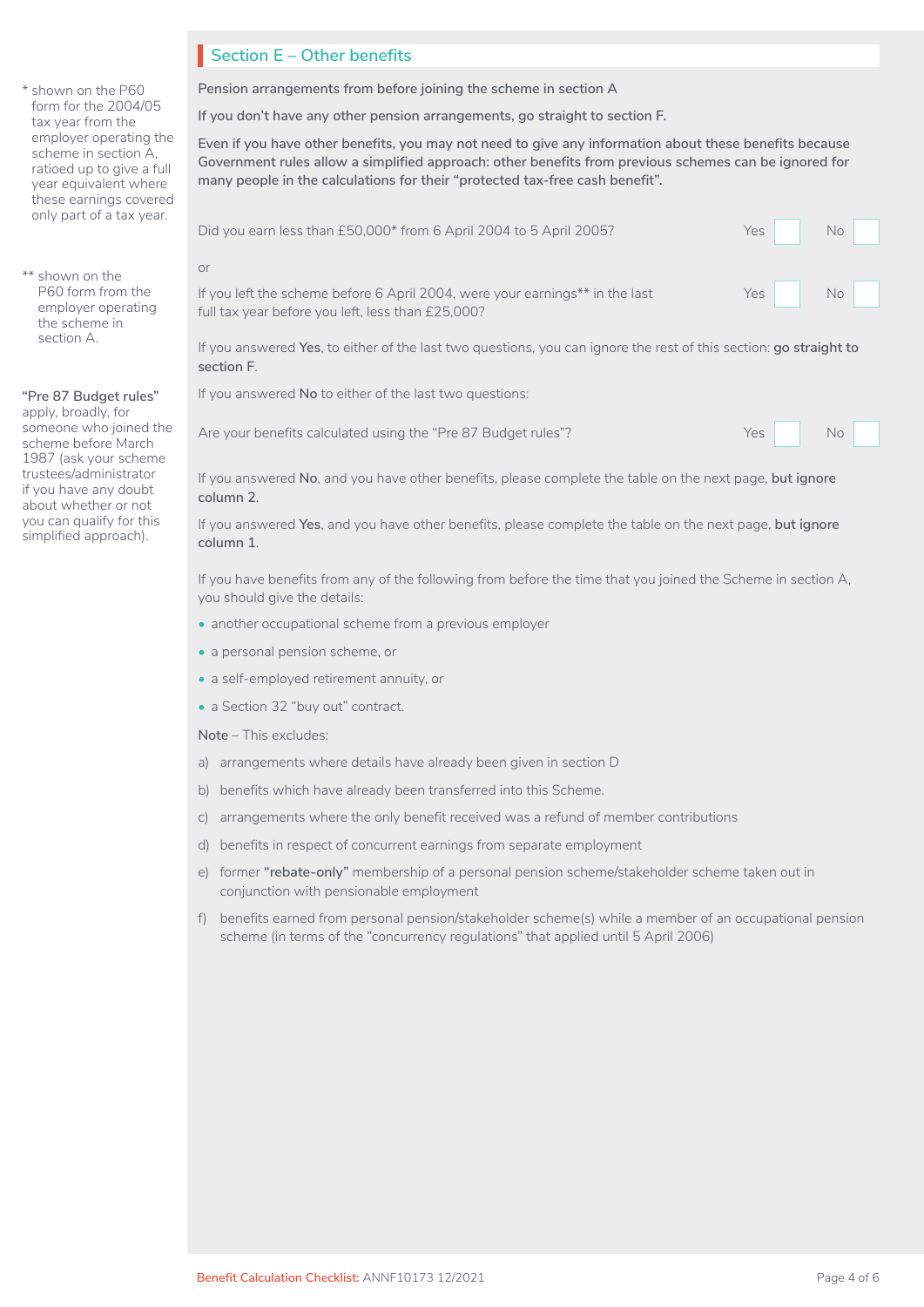## Section E – Other benefits

**Pension arrangements from before joining the scheme in section A**

**If you don't have any other pension arrangements, go straight to section F.**

**Even if you have other benefits, you may not need to give any information about these benefits because Government rules allow a simplified approach: other benefits from previous schemes can be ignored for many people in the calculations for their "protected tax-free cash benefit".**

Did you earn less than £50,000* from 6 April 2004 to 5 April 2005? Yes ☐ No ☐

or

If you left the scheme before 6 April 2004, were your earnings** in the last full tax year before you left, less than £25,000? Yes ☐ No ☐

If you answered **Yes**, to either of the last two questions, you can ignore the rest of this section: **go straight to section F**.

If you answered **No** to either of the last two questions:

Are your benefits calculated using the "Pre 87 Budget rules"? Yes ☐ No ☐

If you answered **No**, and you have other benefits, please complete the table on the next page, **but ignore column 2**.

If you answered **Yes**, and you have other benefits, please complete the table on the next page, **but ignore column 1**.

If you have benefits from any of the following from before the time that you joined the Scheme in section A, you should give the details:

- another occupational scheme from a previous employer
- a personal pension scheme, or
- a self-employed retirement annuity, or
- a Section 32 "buy out" contract.

**Note** – This excludes:

a) arrangements where details have already been given in section D

b) benefits which have already been transferred into this Scheme.

c) arrangements where the only benefit received was a refund of member contributions

d) benefits in respect of concurrent earnings from separate employment

e) former **"rebate-only"** membership of a personal pension scheme/stakeholder scheme taken out in conjunction with pensionable employment

f) benefits earned from personal pension/stakeholder scheme(s) while a member of an occupational pension scheme (in terms of the "concurrency regulations" that applied until 5 April 2006)

\* shown on the P60 form for the 2004/05 tax year from the employer operating the scheme in section A, ratioed up to give a full year equivalent where these earnings covered only part of a tax year.

\*\* shown on the P60 form from the employer operating the scheme in section A.

**"Pre 87 Budget rules"** apply, broadly, for someone who joined the scheme before March 1987 (ask your scheme trustees/administrator if you have any doubt about whether or not you can qualify for this simplified approach).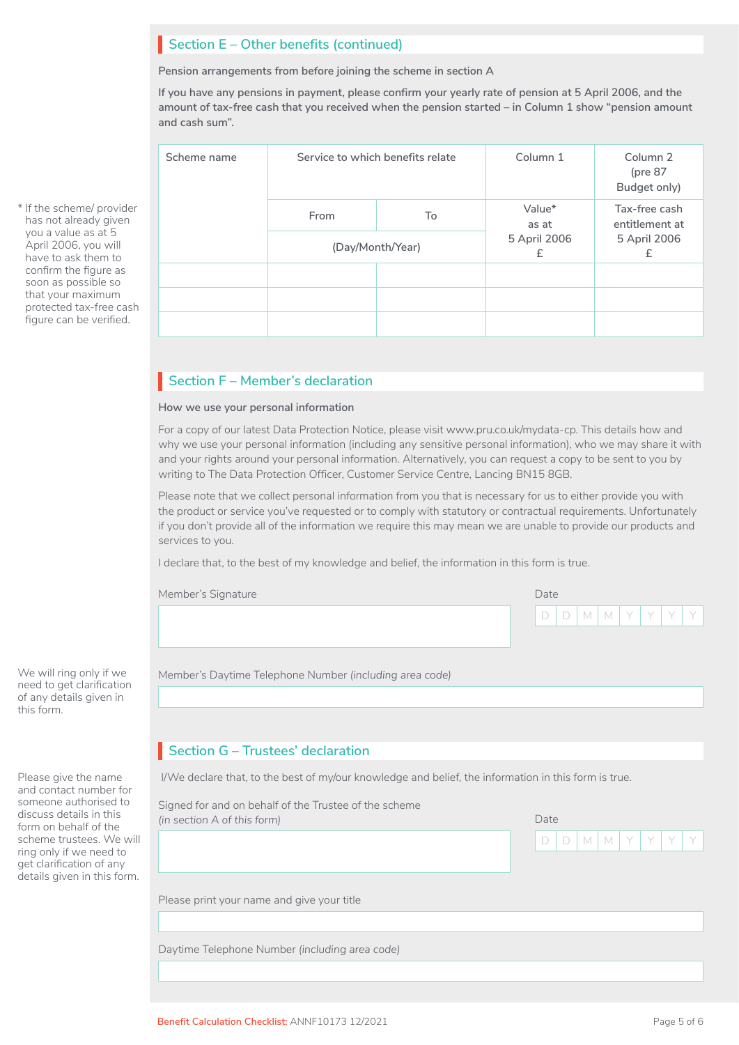## Section E – Other benefits (continued)

Pension arrangements from before joining the scheme in section A

If you have any pensions in payment, please confirm your yearly rate of pension at 5 April 2006, and the amount of tax-free cash that you received when the pension started – in Column 1 show “pension amount and cash sum”.

* If the scheme/ provider has not already given you a value as at 5 April 2006, you will have to ask them to confirm the figure as soon as possible so that your maximum protected tax-free cash figure can be verified.

| Scheme name | Service to which benefits relate | | Column 1 | Column 2 (pre 87 Budget only) |
|---|---|---|---|---|
| | From | To | Value* as at 5 April 2006 £ | Tax-free cash entitlement at 5 April 2006 £ |
| | (Day/Month/Year) | | | |
| | | | | |
| | | | | |
| | | | | |

## Section F – Member’s declaration

How we use your personal information

For a copy of our latest Data Protection Notice, please visit www.pru.co.uk/mydata-cp. This details how and why we use your personal information (including any sensitive personal information), who we may share it with and your rights around your personal information. Alternatively, you can request a copy to be sent to you by writing to The Data Protection Officer, Customer Service Centre, Lancing BN15 8GB.

Please note that we collect personal information from you that is necessary for us to either provide you with the product or service you’ve requested or to comply with statutory or contractual requirements. Unfortunately if you don’t provide all of the information we require this may mean we are unable to provide our products and services to you.

I declare that, to the best of my knowledge and belief, the information in this form is true.

Member’s Signature

Date D D M M Y Y Y Y

We will ring only if we need to get clarification of any details given in this form.

Member’s Daytime Telephone Number *(including area code)*

## Section G – Trustees’ declaration

I/We declare that, to the best of my/our knowledge and belief, the information in this form is true.

Please give the name and contact number for someone authorised to discuss details in this form on behalf of the scheme trustees. We will ring only if we need to get clarification of any details given in this form.

Signed for and on behalf of the Trustee of the scheme *(in section A of this form)*

Date D D M M Y Y Y Y

Please print your name and give your title

Daytime Telephone Number *(including area code)*

Benefit Calculation Checklist: ANNF10173 12/2021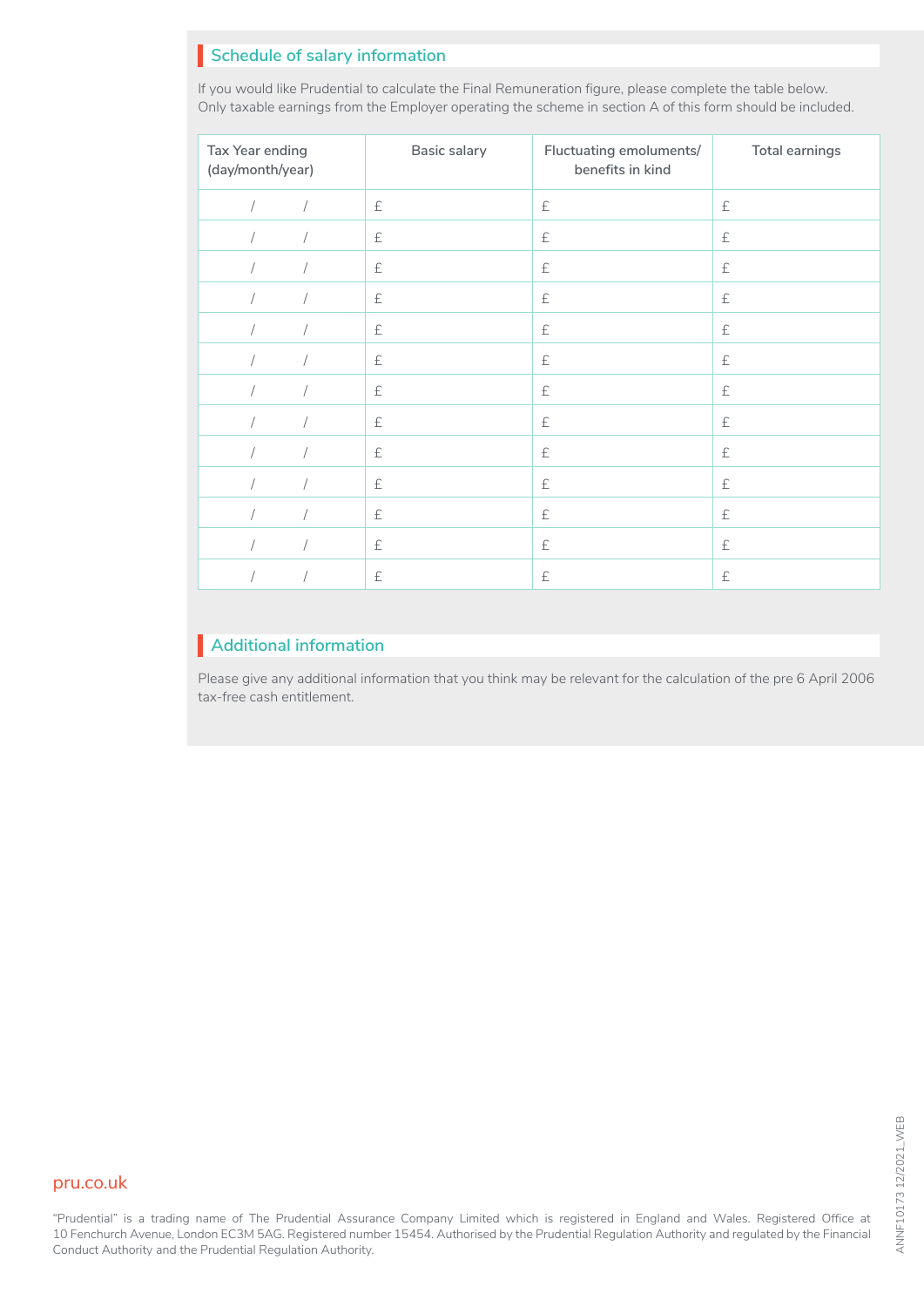## Schedule of salary information

If you would like Prudential to calculate the Final Remuneration figure, please complete the table below.
Only taxable earnings from the Employer operating the scheme in section A of this form should be included.

| Tax Year ending (day/month/year) | Basic salary | Fluctuating emoluments/ benefits in kind | Total earnings |
|---|---|---|---|
| / / | £ | £ | £ |
| / / | £ | £ | £ |
| / / | £ | £ | £ |
| / / | £ | £ | £ |
| / / | £ | £ | £ |
| / / | £ | £ | £ |
| / / | £ | £ | £ |
| / / | £ | £ | £ |
| / / | £ | £ | £ |
| / / | £ | £ | £ |
| / / | £ | £ | £ |
| / / | £ | £ | £ |
| / / | £ | £ | £ |

## Additional information

Please give any additional information that you think may be relevant for the calculation of the pre 6 April 2006 tax-free cash entitlement.

pru.co.uk

"Prudential" is a trading name of The Prudential Assurance Company Limited which is registered in England and Wales. Registered Office at 10 Fenchurch Avenue, London EC3M 5AG. Registered number 15454. Authorised by the Prudential Regulation Authority and regulated by the Financial Conduct Authority and the Prudential Regulation Authority.

ANNF10173 12/2021_WEB